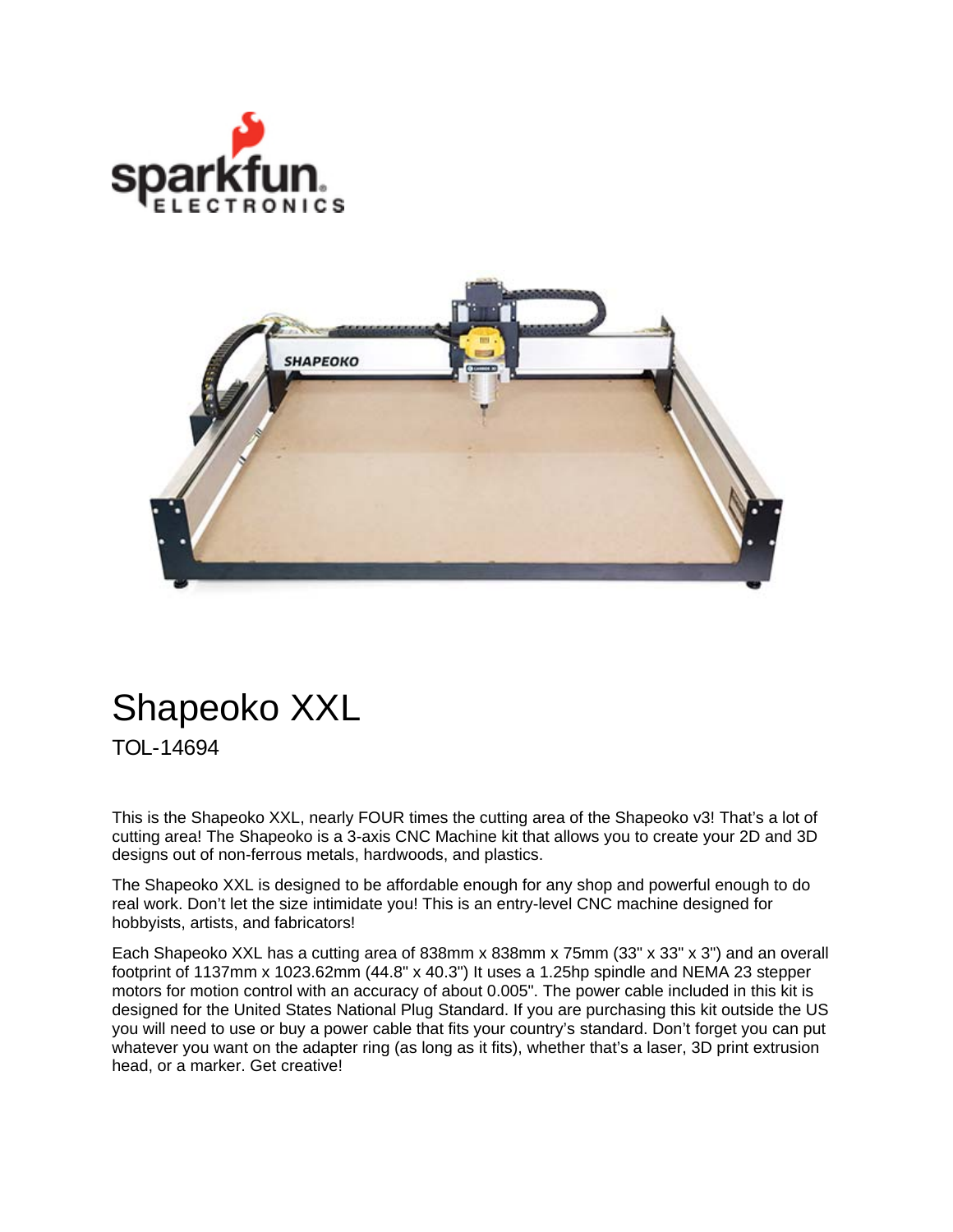# Shapeoko XXL

TOL-14694

This is the Shapeoko XXL, nearly FOUR times the cutting area of the Shapeoko v3! That's a lot of cutting area! The Shapeoko is a 3-axis CNC Machine kit that allows you to create your 2D and 3D designs out of non-ferrous metals, hardwoods, and plastics.

The Shapeoko XXL is designed to be affordable enough for any shop and powerful enough to do real work. Don't let the size intimidate you! This is an entry-level CNC machine designed for hobbyists, artists, and fabricators!

Each Shapeoko XXL has a cutting area of 838mm x 838mm x 75mm (33" x 33" x 3") and an overall footprint of 1137mm x 1023.62mm (44.8" x 40.3") It uses a 1.25hp spindle and NEMA 23 stepper motors for motion control with an accuracy of about 0.005". The power cable included in this kit is designed for the United States National Plug Standard. If you are purchasing this kit outside the US you will need to use or buy a power cable that fits your country's standard. Don't forget you can put whatever you want on the adapter ring (as long as it fits), whether that's a laser, 3D print extrusion head, or a marker. Get creative!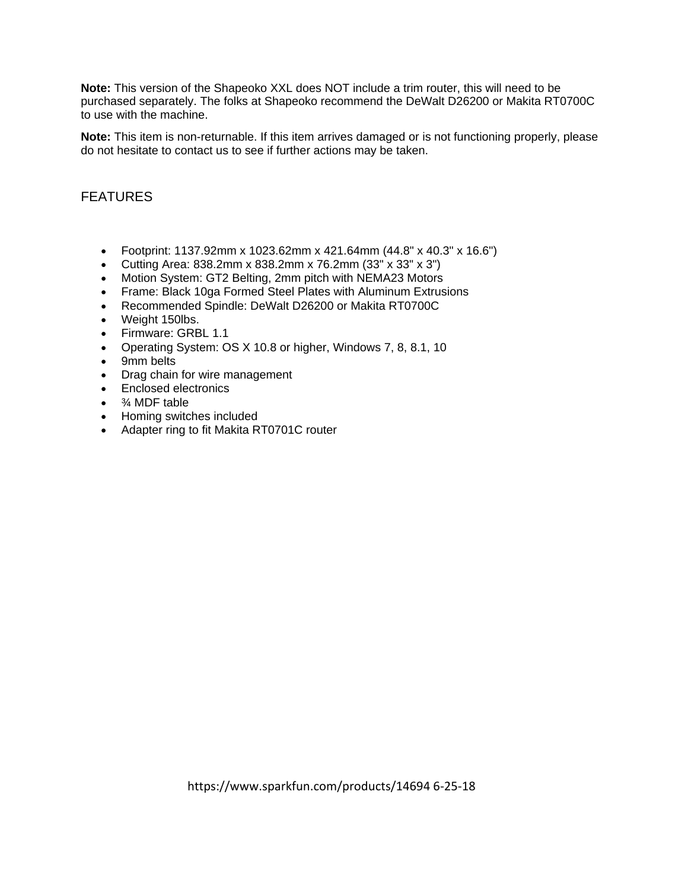**Note:** This version of the Shapeoko XXL does NOT include a trim router, this will need to be purchased separately. The folks at Shapeoko recommend the DeWalt D26200 or Makita RT0700C to use with the machine.

**Note:** This item is non-returnable. If this item arrives damaged or is not functioning properly, please do not hesitate to contact us to see if further actions may be taken.

## FEATURES

- Footprint: 1137.92mm x 1023.62mm x 421.64mm (44.8" x 40.3" x 16.6")
- Cutting Area: 838.2mm x 838.2mm x 76.2mm (33" x 33" x 3")
- Motion System: GT2 Belting, 2mm pitch with NEMA23 Motors
- Frame: Black 10ga Formed Steel Plates with Aluminum Extrusions
- Recommended Spindle: DeWalt D26200 or Makita RT0700C
- Weight 150lbs.
- Firmware: GRBL 1.1
- Operating System: OS X 10.8 or higher, Windows 7, 8, 8.1, 10
- 9mm belts
- Drag chain for wire management
- Enclosed electronics
- ¾ MDF table
- Homing switches included
- Adapter ring to fit Makita RT0701C router

https://www.sparkfun.com/products/14694 6-25-18